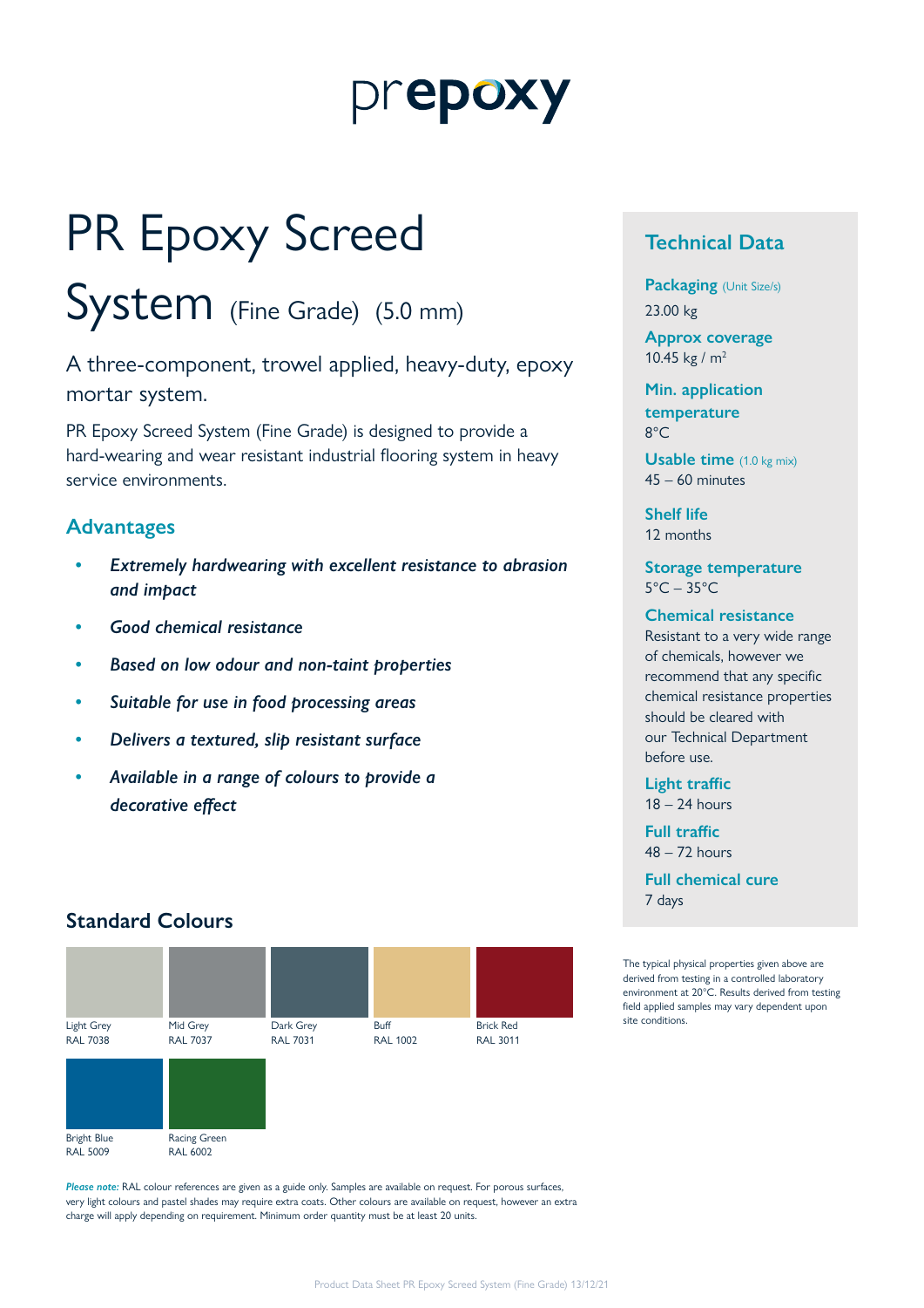prepoxy

# PR Epoxy Screed System (Fine Grade) (5.0 mm)

A three-component, trowel applied, heavy-duty, epoxy mortar system.

PR Epoxy Screed System (Fine Grade) is designed to provide a hard-wearing and wear resistant industrial flooring system in heavy service environments.

## Advantages

- *Extremely hardwearing with excellent resistance to abrasion and impact*
- *Good chemical resistance*
- *Based on low odour and non-taint properties*
- *Suitable for use in food processing areas*
- *Delivers a textured, slip resistant surface*
- *Available in a range of colours to provide a decorative effect*

## Standard Colours

| Light Grey RAL 7038 | Mid Grey RAL 7037 | Dark Grey RAL 7031 | Buff RAL 1002 | Brick Red RAL 3011 |
|---|---|---|---|---|
| Bright Blue RAL 5009 | Racing Green RAL 6002 | | | |

***Please note:*** RAL colour references are given as a guide only. Samples are available on request. For porous surfaces, very light colours and pastel shades may require extra coats. Other colours are available on request, however an extra charge will apply depending on requirement. Minimum order quantity must be at least 20 units.

## Technical Data

**Packaging** (Unit Size/s)
23.00 kg

**Approx coverage**
10.45 kg / m$^2$

**Min. application temperature**
8°C

**Usable time** (1.0 kg mix)
45 – 60 minutes

**Shelf life**
12 months

**Storage temperature**
5°C – 35°C

**Chemical resistance**
Resistant to a very wide range of chemicals, however we recommend that any specific chemical resistance properties should be cleared with our Technical Department before use.

**Light traffic**
18 – 24 hours

**Full traffic**
48 – 72 hours

**Full chemical cure**
7 days

The typical physical properties given above are derived from testing in a controlled laboratory environment at 20°C. Results derived from testing field applied samples may vary dependent upon site conditions.

Product Data Sheet PR Epoxy Screed System (Fine Grade) 13/12/21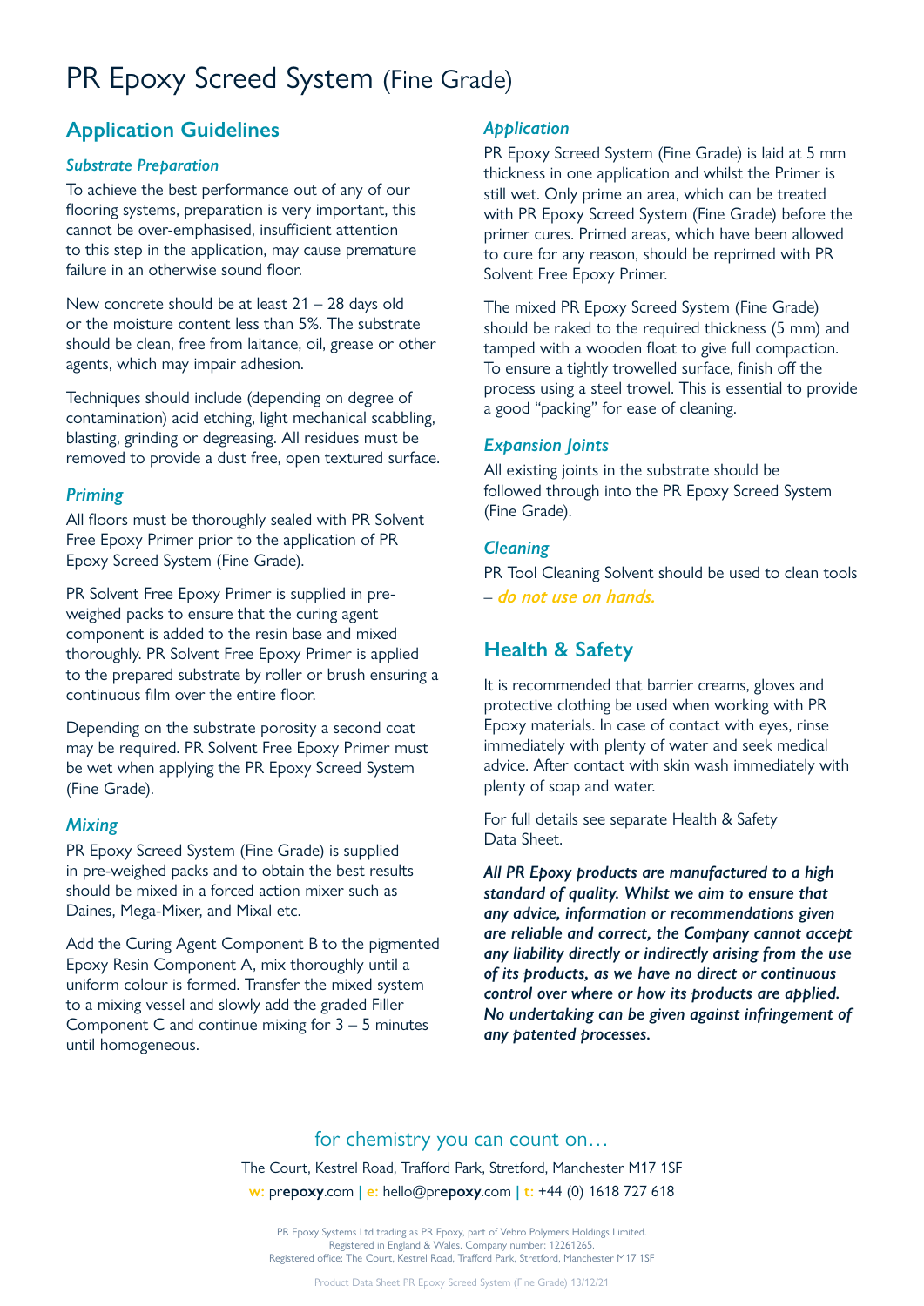# PR Epoxy Screed System (Fine Grade)

## Application Guidelines

### *Substrate Preparation*

To achieve the best performance out of any of our flooring systems, preparation is very important, this cannot be over-emphasised, insufficient attention to this step in the application, may cause premature failure in an otherwise sound floor.

New concrete should be at least 21 – 28 days old or the moisture content less than 5%. The substrate should be clean, free from laitance, oil, grease or other agents, which may impair adhesion.

Techniques should include (depending on degree of contamination) acid etching, light mechanical scabbling, blasting, grinding or degreasing. All residues must be removed to provide a dust free, open textured surface.

### *Priming*

All floors must be thoroughly sealed with PR Solvent Free Epoxy Primer prior to the application of PR Epoxy Screed System (Fine Grade).

PR Solvent Free Epoxy Primer is supplied in pre-weighed packs to ensure that the curing agent component is added to the resin base and mixed thoroughly. PR Solvent Free Epoxy Primer is applied to the prepared substrate by roller or brush ensuring a continuous film over the entire floor.

Depending on the substrate porosity a second coat may be required. PR Solvent Free Epoxy Primer must be wet when applying the PR Epoxy Screed System (Fine Grade).

### *Mixing*

PR Epoxy Screed System (Fine Grade) is supplied in pre-weighed packs and to obtain the best results should be mixed in a forced action mixer such as Daines, Mega-Mixer, and Mixal etc.

Add the Curing Agent Component B to the pigmented Epoxy Resin Component A, mix thoroughly until a uniform colour is formed. Transfer the mixed system to a mixing vessel and slowly add the graded Filler Component C and continue mixing for 3 – 5 minutes until homogeneous.

### *Application*

PR Epoxy Screed System (Fine Grade) is laid at 5 mm thickness in one application and whilst the Primer is still wet. Only prime an area, which can be treated with PR Epoxy Screed System (Fine Grade) before the primer cures. Primed areas, which have been allowed to cure for any reason, should be reprimed with PR Solvent Free Epoxy Primer.

The mixed PR Epoxy Screed System (Fine Grade) should be raked to the required thickness (5 mm) and tamped with a wooden float to give full compaction. To ensure a tightly trowelled surface, finish off the process using a steel trowel. This is essential to provide a good “packing” for ease of cleaning.

### *Expansion Joints*

All existing joints in the substrate should be followed through into the PR Epoxy Screed System (Fine Grade).

### *Cleaning*

PR Tool Cleaning Solvent should be used to clean tools – *do not use on hands.*

## Health & Safety

It is recommended that barrier creams, gloves and protective clothing be used when working with PR Epoxy materials. In case of contact with eyes, rinse immediately with plenty of water and seek medical advice. After contact with skin wash immediately with plenty of soap and water.

For full details see separate Health & Safety Data Sheet.

***All PR Epoxy products are manufactured to a high standard of quality. Whilst we aim to ensure that any advice, information or recommendations given are reliable and correct, the Company cannot accept any liability directly or indirectly arising from the use of its products, as we have no direct or continuous control over where or how its products are applied. No undertaking can be given against infringement of any patented processes.***

for chemistry you can count on…

The Court, Kestrel Road, Trafford Park, Stretford, Manchester M17 1SF

**w:** pr**epoxy**.com | **e:** hello@pr**epoxy**.com | **t:** +44 (0) 1618 727 618

PR Epoxy Systems Ltd trading as PR Epoxy, part of Vebro Polymers Holdings Limited.
Registered in England & Wales. Company number: 12261265.
Registered office: The Court, Kestrel Road, Trafford Park, Stretford, Manchester M17 1SF

Product Data Sheet PR Epoxy Screed System (Fine Grade) 13/12/21